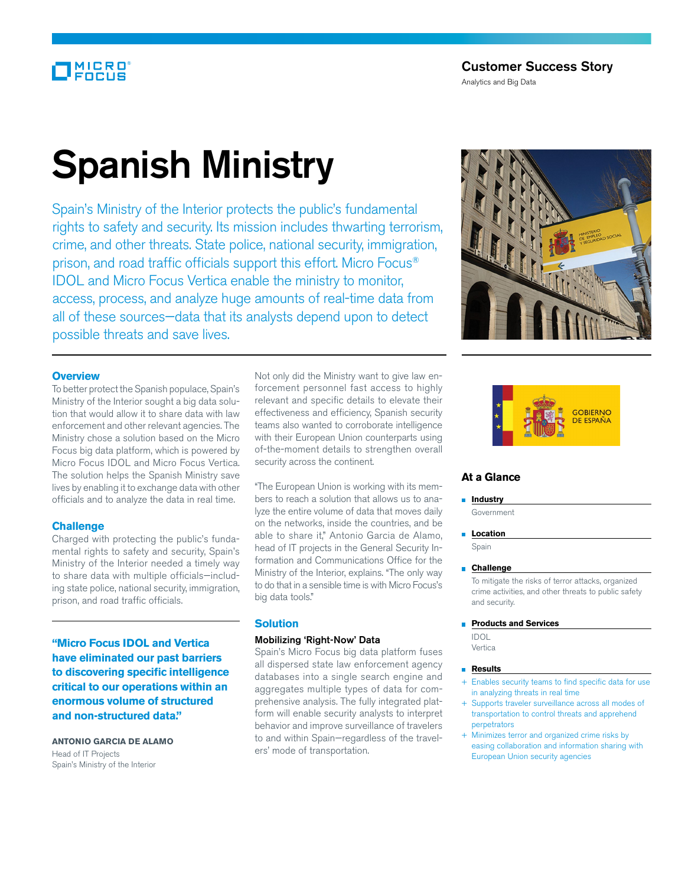Customer Success Story

Analytics and Big Data

# Spanish Ministry

Spain's Ministry of the Interior protects the public's fundamental rights to safety and security. Its mission includes thwarting terrorism, crime, and other threats. State police, national security, immigration, prison, and road traffic officials support this effort. Micro Focus® IDOL and Micro Focus Vertica enable the ministry to monitor, access, process, and analyze huge amounts of real-time data from all of these sources—data that its analysts depend upon to detect possible threats and save lives.

## Overview

To better protect the Spanish populace, Spain's Ministry of the Interior sought a big data solution that would allow it to share data with law enforcement and other relevant agencies. The Ministry chose a solution based on the Micro Focus big data platform, which is powered by Micro Focus IDOL and Micro Focus Vertica. The solution helps the Spanish Ministry save lives by enabling it to exchange data with other officials and to analyze the data in real time.

## Challenge

Charged with protecting the public's fundamental rights to safety and security, Spain's Ministry of the Interior needed a timely way to share data with multiple officials—including state police, national security, immigration, prison, and road traffic officials.

**"Micro Focus IDOL and Vertica have eliminated our past barriers to discovering specific intelligence critical to our operations within an enormous volume of structured and non-structured data."**

**ANTONIO GARCIA DE ALAMO**
Head of IT Projects
Spain's Ministry of the Interior

Not only did the Ministry want to give law enforcement personnel fast access to highly relevant and specific details to elevate their effectiveness and efficiency, Spanish security teams also wanted to corroborate intelligence with their European Union counterparts using of-the-moment details to strengthen overall security across the continent.

"The European Union is working with its members to reach a solution that allows us to analyze the entire volume of data that moves daily on the networks, inside the countries, and be able to share it," Antonio Garcia de Alamo, head of IT projects in the General Security Information and Communications Office for the Ministry of the Interior, explains. "The only way to do that in a sensible time is with Micro Focus's big data tools."

## Solution

### Mobilizing 'Right-Now' Data

Spain's Micro Focus big data platform fuses all dispersed state law enforcement agency databases into a single search engine and aggregates multiple types of data for comprehensive analysis. The fully integrated platform will enable security analysts to interpret behavior and improve surveillance of travelers to and within Spain—regardless of the travelers' mode of transportation.

## At a Glance

- **Industry**
  Government
- **Location**
  Spain
- **Challenge**
  To mitigate the risks of terror attacks, organized crime activities, and other threats to public safety and security.
- **Products and Services**
  IDOL
  Vertica
- **Results**
  + Enables security teams to find specific data for use in analyzing threats in real time
  + Supports traveler surveillance across all modes of transportation to control threats and apprehend perpetrators
  + Minimizes terror and organized crime risks by easing collaboration and information sharing with European Union security agencies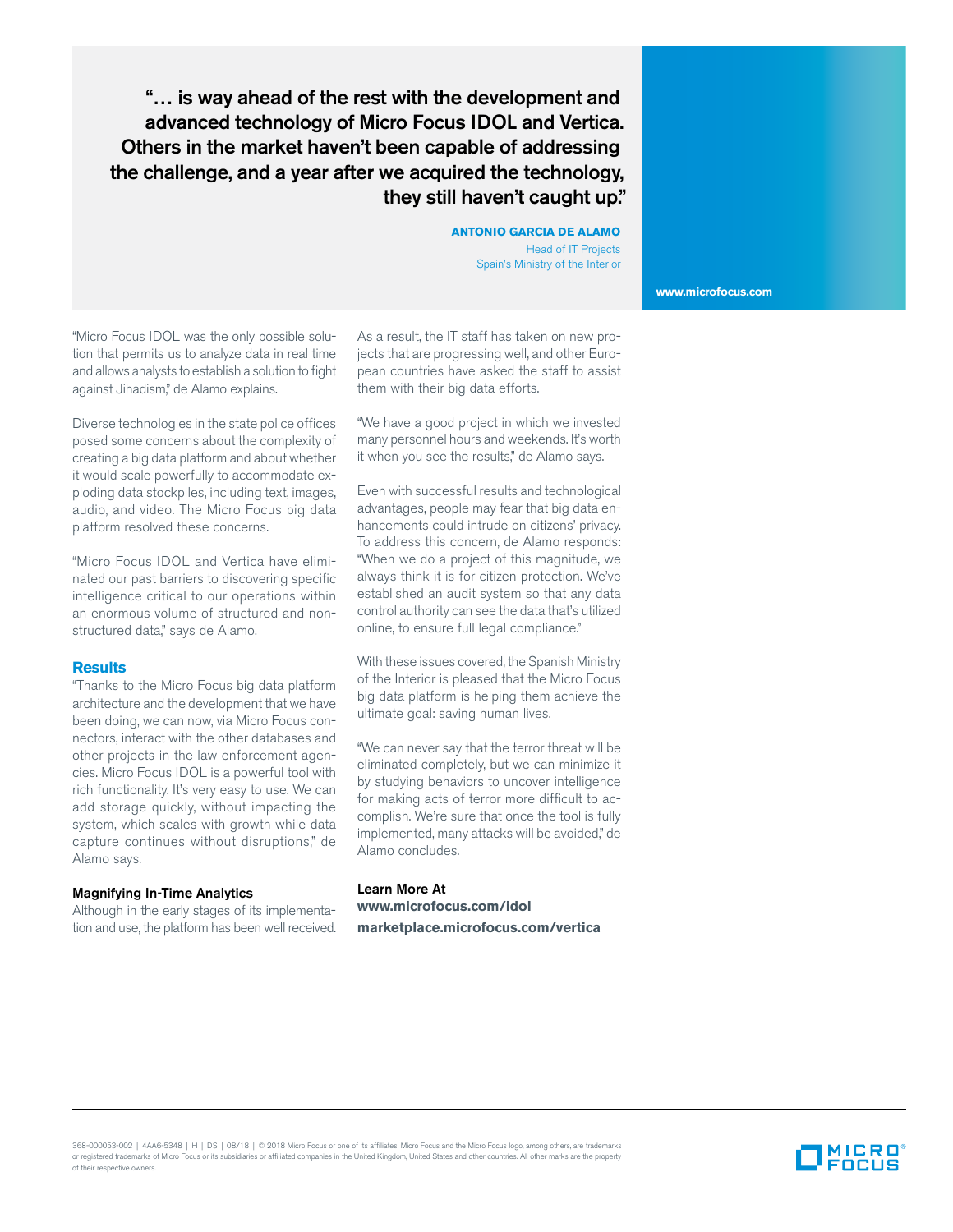> "… is way ahead of the rest with the development and advanced technology of Micro Focus IDOL and Vertica. Others in the market haven't been capable of addressing the challenge, and a year after we acquired the technology, they still haven't caught up."

**ANTONIO GARCIA DE ALAMO**
Head of IT Projects
Spain's Ministry of the Interior

www.microfocus.com

"Micro Focus IDOL was the only possible solution that permits us to analyze data in real time and allows analysts to establish a solution to fight against Jihadism," de Alamo explains.

Diverse technologies in the state police offices posed some concerns about the complexity of creating a big data platform and about whether it would scale powerfully to accommodate exploding data stockpiles, including text, images, audio, and video. The Micro Focus big data platform resolved these concerns.

"Micro Focus IDOL and Vertica have eliminated our past barriers to discovering specific intelligence critical to our operations within an enormous volume of structured and nonstructured data," says de Alamo.

## Results

"Thanks to the Micro Focus big data platform architecture and the development that we have been doing, we can now, via Micro Focus connectors, interact with the other databases and other projects in the law enforcement agencies. Micro Focus IDOL is a powerful tool with rich functionality. It's very easy to use. We can add storage quickly, without impacting the system, which scales with growth while data capture continues without disruptions," de Alamo says.

### Magnifying In-Time Analytics

Although in the early stages of its implementation and use, the platform has been well received. As a result, the IT staff has taken on new projects that are progressing well, and other European countries have asked the staff to assist them with their big data efforts.

"We have a good project in which we invested many personnel hours and weekends. It's worth it when you see the results," de Alamo says.

Even with successful results and technological advantages, people may fear that big data enhancements could intrude on citizens' privacy. To address this concern, de Alamo responds: "When we do a project of this magnitude, we always think it is for citizen protection. We've established an audit system so that any data control authority can see the data that's utilized online, to ensure full legal compliance."

With these issues covered, the Spanish Ministry of the Interior is pleased that the Micro Focus big data platform is helping them achieve the ultimate goal: saving human lives.

"We can never say that the terror threat will be eliminated completely, but we can minimize it by studying behaviors to uncover intelligence for making acts of terror more difficult to accomplish. We're sure that once the tool is fully implemented, many attacks will be avoided," de Alamo concludes.

**Learn More At**
**www.microfocus.com/idol**
**marketplace.microfocus.com/vertica**

368-000053-002 | 4AA6-5348 | H | DS | 08/18 | © 2018 Micro Focus or one of its affiliates. Micro Focus and the Micro Focus logo, among others, are trademarks or registered trademarks of Micro Focus or its subsidiaries or affiliated companies in the United Kingdom, United States and other countries. All other marks are the property of their respective owners.